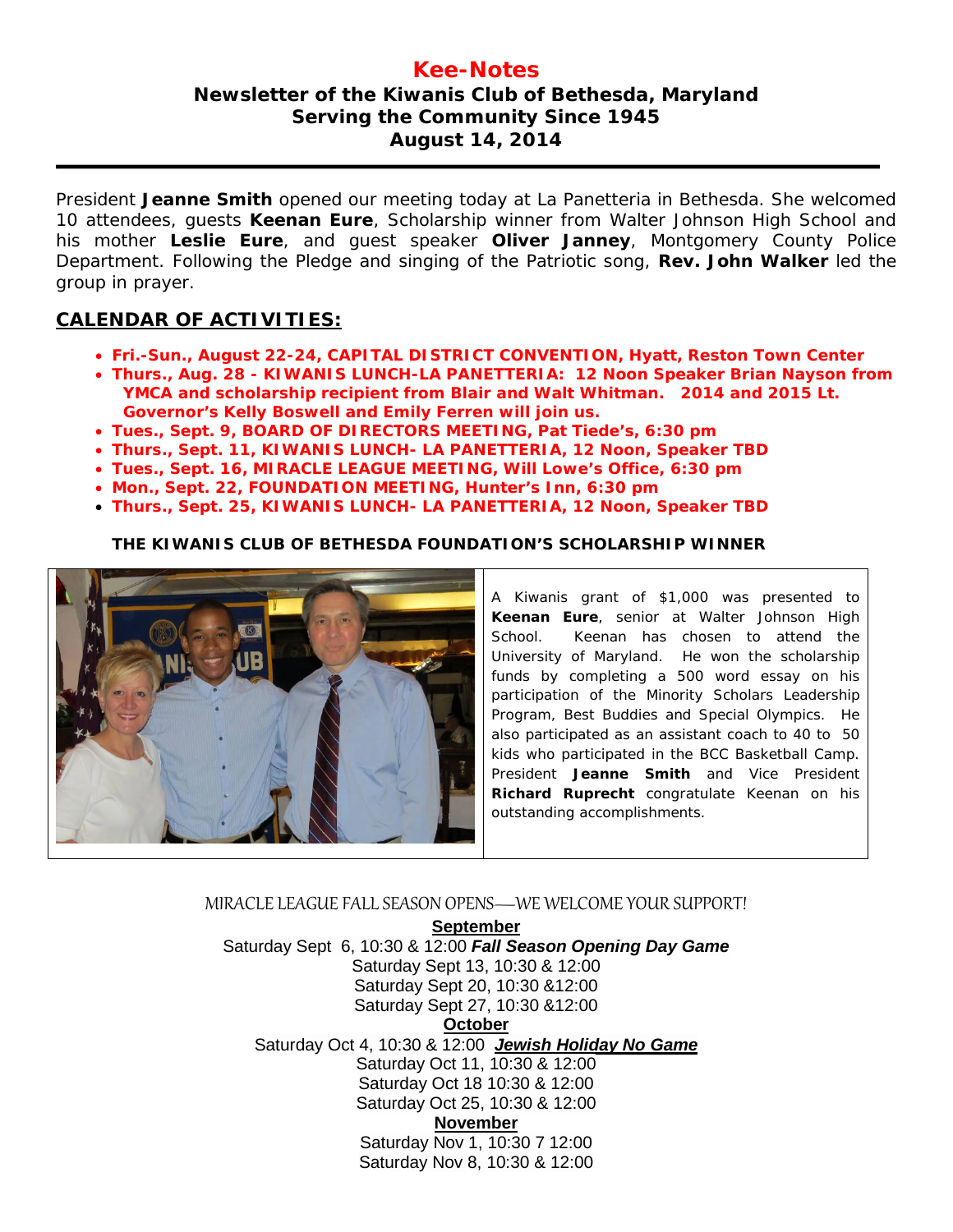# Kee-Notes

## Newsletter of the Kiwanis Club of Bethesda, Maryland
## Serving the Community Since 1945
## August 14, 2014

President **Jeanne Smith** opened our meeting today at La Panetteria in Bethesda. She welcomed 10 attendees, guests **Keenan Eure**, Scholarship winner from Walter Johnson High School and his mother **Leslie Eure**, and guest speaker **Oliver Janney**, Montgomery County Police Department. Following the Pledge and singing of the Patriotic song, **Rev. John Walker** led the group in prayer.

## CALENDAR OF ACTIVITIES:

- **Fri.-Sun., August 22-24, CAPITAL DISTRICT CONVENTION, Hyatt, Reston Town Center**
- **Thurs., Aug. 28 - KIWANIS LUNCH-LA PANETTERIA: 12 Noon Speaker Brian Nayson from YMCA and scholarship recipient from Blair and Walt Whitman. 2014 and 2015 Lt. Governor's Kelly Boswell and Emily Ferren will join us.**
- **Tues., Sept. 9, BOARD OF DIRECTORS MEETING, Pat Tiede's, 6:30 pm**
- **Thurs., Sept. 11, KIWANIS LUNCH- LA PANETTERIA, 12 Noon, Speaker TBD**
- **Tues., Sept. 16, MIRACLE LEAGUE MEETING, Will Lowe's Office, 6:30 pm**
- **Mon., Sept. 22, FOUNDATION MEETING, Hunter's Inn, 6:30 pm**
- **Thurs., Sept. 25, KIWANIS LUNCH- LA PANETTERIA, 12 Noon, Speaker TBD**

**THE KIWANIS CLUB OF BETHESDA FOUNDATION'S SCHOLARSHIP WINNER**

A Kiwanis grant of $1,000 was presented to **Keenan Eure**, senior at Walter Johnson High School. Keenan has chosen to attend the University of Maryland. He won the scholarship funds by completing a 500 word essay on his participation of the Minority Scholars Leadership Program, Best Buddies and Special Olympics. He also participated as an assistant coach to 40 to 50 kids who participated in the BCC Basketball Camp. President **Jeanne Smith** and Vice President **Richard Ruprecht** congratulate Keenan on his outstanding accomplishments.

MIRACLE LEAGUE FALL SEASON OPENS—WE WELCOME YOUR SUPPORT!

**September**

Saturday Sept 6, 10:30 & 12:00 ***Fall Season Opening Day Game***
Saturday Sept 13, 10:30 & 12:00
Saturday Sept 20, 10:30 &12:00
Saturday Sept 27, 10:30 &12:00

**October**

Saturday Oct 4, 10:30 & 12:00 ***Jewish Holiday No Game***
Saturday Oct 11, 10:30 & 12:00
Saturday Oct 18 10:30 & 12:00
Saturday Oct 25, 10:30 & 12:00

**November**

Saturday Nov 1, 10:30 7 12:00
Saturday Nov 8, 10:30 & 12:00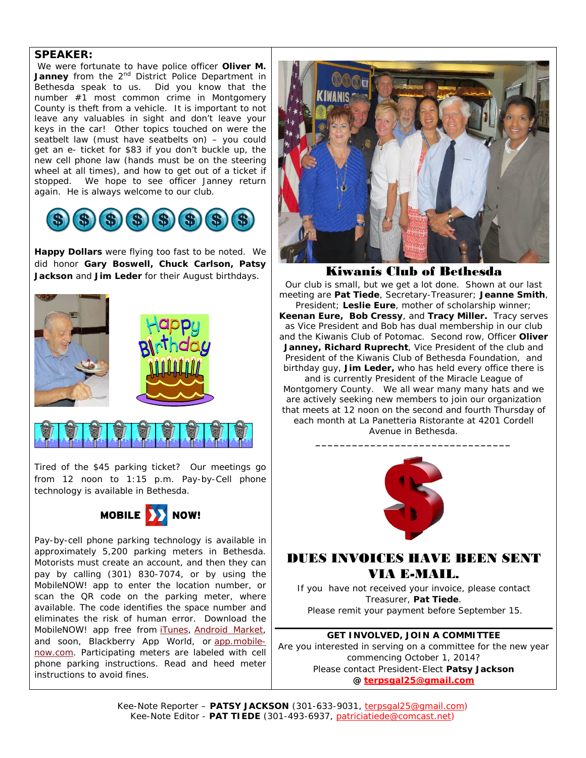## SPEAKER:

We were fortunate to have police officer **Oliver M. Janney** from the 2nd District Police Department in Bethesda speak to us. Did you know that the number #1 most common crime in Montgomery County is theft from a vehicle. It is important to not leave any valuables in sight and don't leave your keys in the car! Other topics touched on were the seatbelt law (must have seatbelts on) – you could get an e- ticket for $83 if you don't buckle up, the new cell phone law (hands must be on the steering wheel at all times), and how to get out of a ticket if stopped. We hope to see officer Janney return again. He is always welcome to our club.

**Happy Dollars** were flying too fast to be noted. We did honor **Gary Boswell, Chuck Carlson, Patsy Jackson** and **Jim Leder** for their August birthdays.

Tired of the $45 parking ticket? Our meetings go from 12 noon to 1:15 p.m. Pay-by-Cell phone technology is available in Bethesda.

**MOBILE NOW!**

Pay-by-cell phone parking technology is available in approximately 5,200 parking meters in Bethesda. Motorists must create an account, and then they can pay by calling (301) 830-7074, or by using the MobileNOW! app to enter the location number, or scan the QR code on the parking meter, where available. The code identifies the space number and eliminates the risk of human error. Download the MobileNOW! app free from iTunes, Android Market, and soon, Blackberry App World, or app.mobile-now.com. Participating meters are labeled with cell phone parking instructions. Read and heed meter instructions to avoid fines.

## Kiwanis Club of Bethesda

Our club is small, but we get a lot done. Shown at our last meeting are **Pat Tiede**, Secretary-Treasurer; **Jeanne Smith**, President; **Leslie Eure**, mother of scholarship winner; **Keenan Eure, Bob Cressy**, and **Tracy Miller.** Tracy serves as Vice President and Bob has dual membership in our club and the Kiwanis Club of Potomac. Second row, Officer **Oliver Janney, Richard Ruprecht**, Vice President of the club and President of the Kiwanis Club of Bethesda Foundation, and birthday guy, **Jim Leder,** who has held every office there is and is currently President of the Miracle League of Montgomery County. We all wear many many hats and we are actively seeking new members to join our organization that meets at 12 noon on the second and fourth Thursday of each month at La Panetteria Ristorante at 4201 Cordell Avenue in Bethesda.

---

## DUES INVOICES HAVE BEEN SENT VIA E-MAIL.

If you have not received your invoice, please contact Treasurer, **Pat Tiede**.
Please remit your payment before September 15.

---

**GET INVOLVED, JOIN A COMMITTEE**
Are you interested in serving on a committee for the new year commencing October 1, 2014?
Please contact President-Elect **Patsy Jackson**
@ **terpsgal25@gmail.com**

Kee-Note Reporter – **PATSY JACKSON** (301-633-9031, terpsgal25@gmail.com)
Kee-Note Editor - **PAT TIEDE** (301-493-6937, patriciatiede@comcast.net)